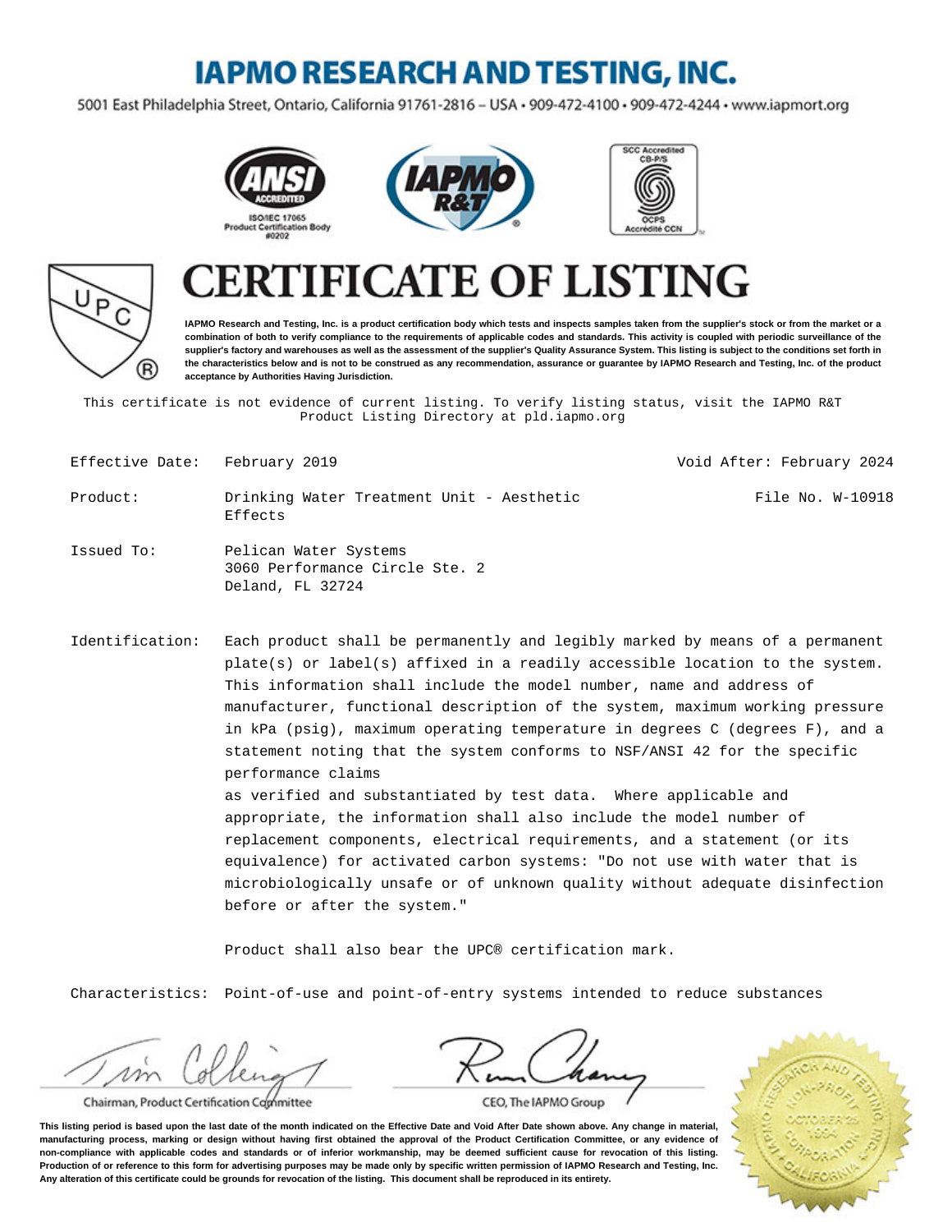# IAPMO RESEARCH AND TESTING, INC.

5001 East Philadelphia Street, Ontario, California 91761-2816 – USA • 909-472-4100 • 909-472-4244 • www.iapmort.org

ANSI ACCREDITED ISO/IEC 17065 Product Certification Body #0202

IAPMO R&T

SCC Accredited CB-P/S OCPS Accrédité CCN

# CERTIFICATE OF LISTING

**IAPMO Research and Testing, Inc. is a product certification body which tests and inspects samples taken from the supplier's stock or from the market or a combination of both to verify compliance to the requirements of applicable codes and standards. This activity is coupled with periodic surveillance of the supplier's factory and warehouses as well as the assessment of the supplier's Quality Assurance System. This listing is subject to the conditions set forth in the characteristics below and is not to be construed as any recommendation, assurance or guarantee by IAPMO Research and Testing, Inc. of the product acceptance by Authorities Having Jurisdiction.**

This certificate is not evidence of current listing. To verify listing status, visit the IAPMO R&T Product Listing Directory at pld.iapmo.org

Effective Date: February 2019

Void After: February 2024

Product: Drinking Water Treatment Unit - Aesthetic Effects

File No. W-10918

Issued To: Pelican Water Systems
3060 Performance Circle Ste. 2
Deland, FL 32724

Identification: Each product shall be permanently and legibly marked by means of a permanent plate(s) or label(s) affixed in a readily accessible location to the system. This information shall include the model number, name and address of manufacturer, functional description of the system, maximum working pressure in kPa (psig), maximum operating temperature in degrees C (degrees F), and a statement noting that the system conforms to NSF/ANSI 42 for the specific performance claims
as verified and substantiated by test data. Where applicable and appropriate, the information shall also include the model number of replacement components, electrical requirements, and a statement (or its equivalence) for activated carbon systems: "Do not use with water that is microbiologically unsafe or of unknown quality without adequate disinfection before or after the system."

Product shall also bear the UPC® certification mark.

Characteristics: Point-of-use and point-of-entry systems intended to reduce substances

Chairman, Product Certification Committee

CEO, The IAPMO Group

**This listing period is based upon the last date of the month indicated on the Effective Date and Void After Date shown above. Any change in material, manufacturing process, marking or design without having first obtained the approval of the Product Certification Committee, or any evidence of non-compliance with applicable codes and standards or of inferior workmanship, may be deemed sufficient cause for revocation of this listing. Production of or reference to this form for advertising purposes may be made only by specific written permission of IAPMO Research and Testing, Inc. Any alteration of this certificate could be grounds for revocation of the listing. This document shall be reproduced in its entirety.**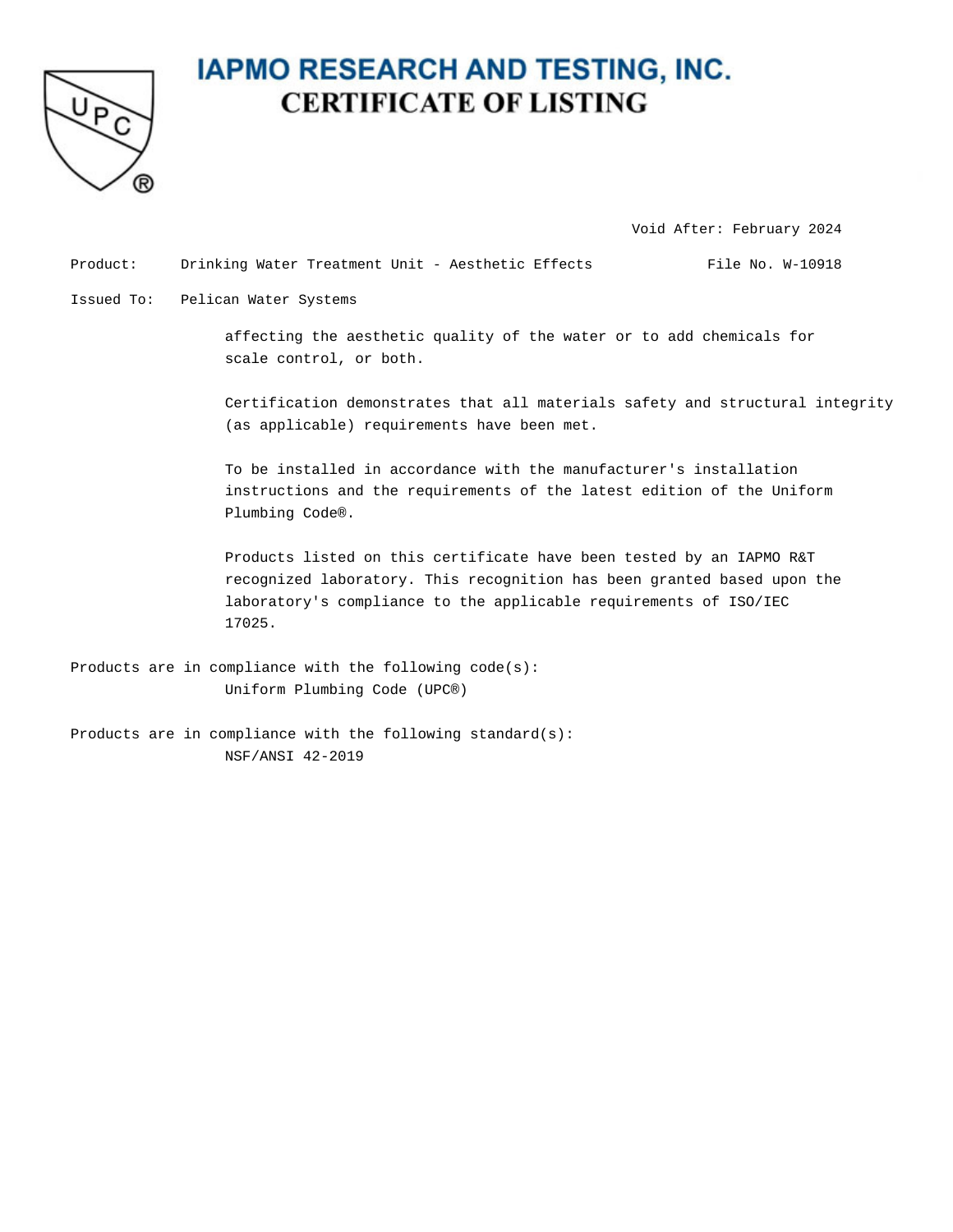# IAPMO RESEARCH AND TESTING, INC.
## CERTIFICATE OF LISTING

Void After: February 2024

Product: Drinking Water Treatment Unit - Aesthetic Effects File No. W-10918

Issued To: Pelican Water Systems

affecting the aesthetic quality of the water or to add chemicals for scale control, or both.

Certification demonstrates that all materials safety and structural integrity (as applicable) requirements have been met.

To be installed in accordance with the manufacturer's installation instructions and the requirements of the latest edition of the Uniform Plumbing Code®.

Products listed on this certificate have been tested by an IAPMO R&T recognized laboratory. This recognition has been granted based upon the laboratory's compliance to the applicable requirements of ISO/IEC 17025.

Products are in compliance with the following code(s):
Uniform Plumbing Code (UPC®)

Products are in compliance with the following standard(s):
NSF/ANSI 42-2019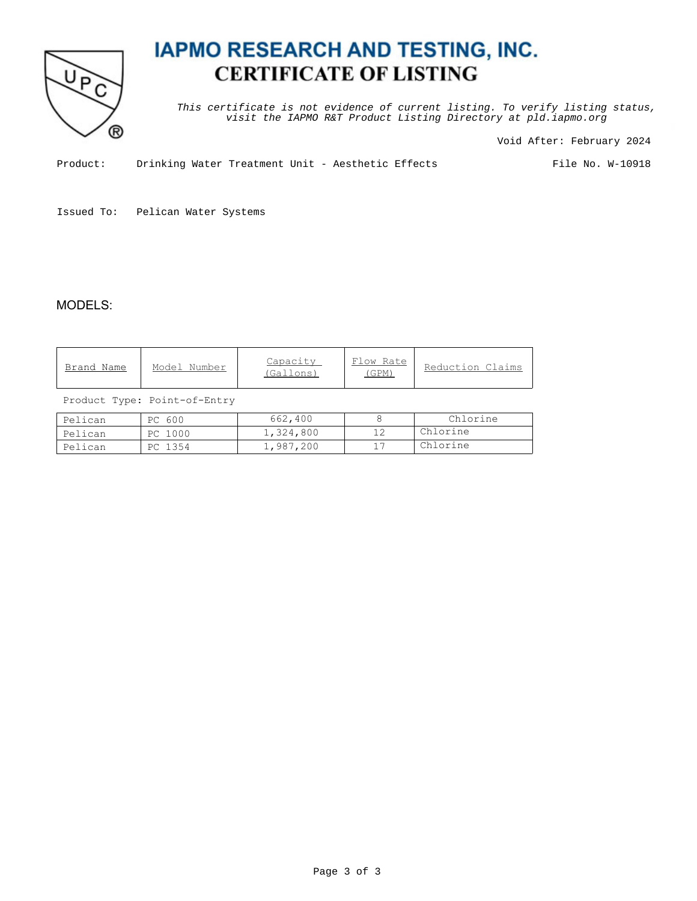# IAPMO RESEARCH AND TESTING, INC.
## CERTIFICATE OF LISTING

*This certificate is not evidence of current listing. To verify listing status, visit the IAPMO R&T Product Listing Directory at pld.iapmo.org*

Void After: February 2024

Product: Drinking Water Treatment Unit - Aesthetic Effects

File No. W-10918

Issued To: Pelican Water Systems

MODELS:

| Brand Name | Model Number | Capacity (Gallons) | Flow Rate (GPM) | Reduction Claims |
|---|---|---|---|---|
| Product Type: Point-of-Entry | | | | |
| Pelican | PC 600 | 662,400 | 8 | Chlorine |
| Pelican | PC 1000 | 1,324,800 | 12 | Chlorine |
| Pelican | PC 1354 | 1,987,200 | 17 | Chlorine |